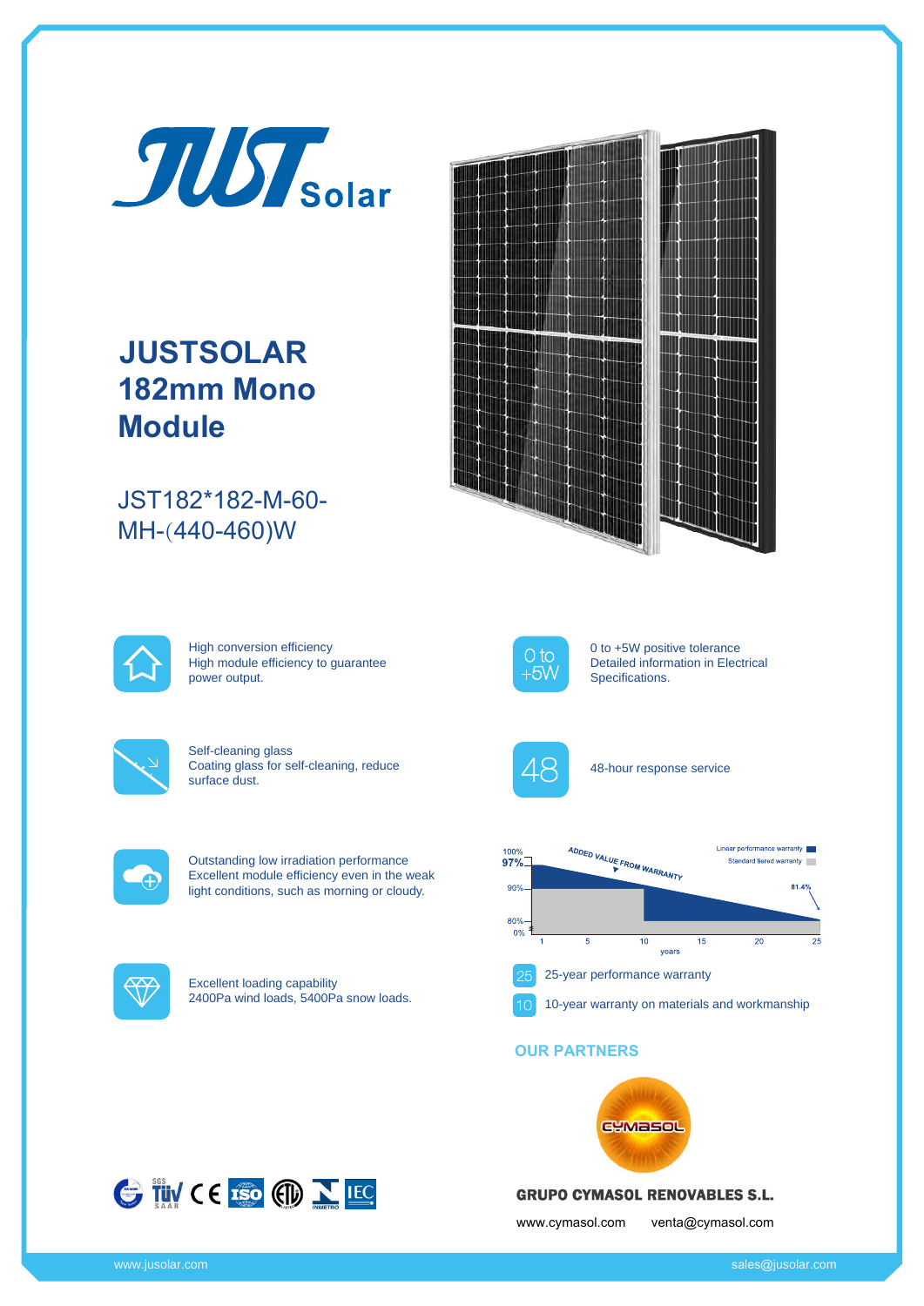JUST Solar

# JUSTSOLAR 182mm Mono Module

## JST182*182-M-60-MH-(440-460)W

**High conversion efficiency**
High module efficiency to guarantee power output.

**0 to +5W positive tolerance**
Detailed information in Electrical Specifications.

**Self-cleaning glass**
Coating glass for self-cleaning, reduce surface dust.

**48-hour response service**

**Outstanding low irradiation performance**
Excellent module efficiency even in the weak light conditions, such as morning or cloudy.

ADDED VALUE FROM WARRANTY

Linear performance warranty
Standard tiered warranty

100%, 97%, 90%, 80%, 0%, 81.4%

years: 1, 5, 10, 15, 20, 25

**Excellent loading capability**
2400Pa wind loads, 5400Pa snow loads.

25 — 25-year performance warranty

10 — 10-year warranty on materials and workmanship

## OUR PARTNERS

CYMASOL

**GRUPO CYMASOL RENOVABLES S.L.**

www.cymasol.com venta@cymasol.com

www.jusolar.com sales@jusolar.com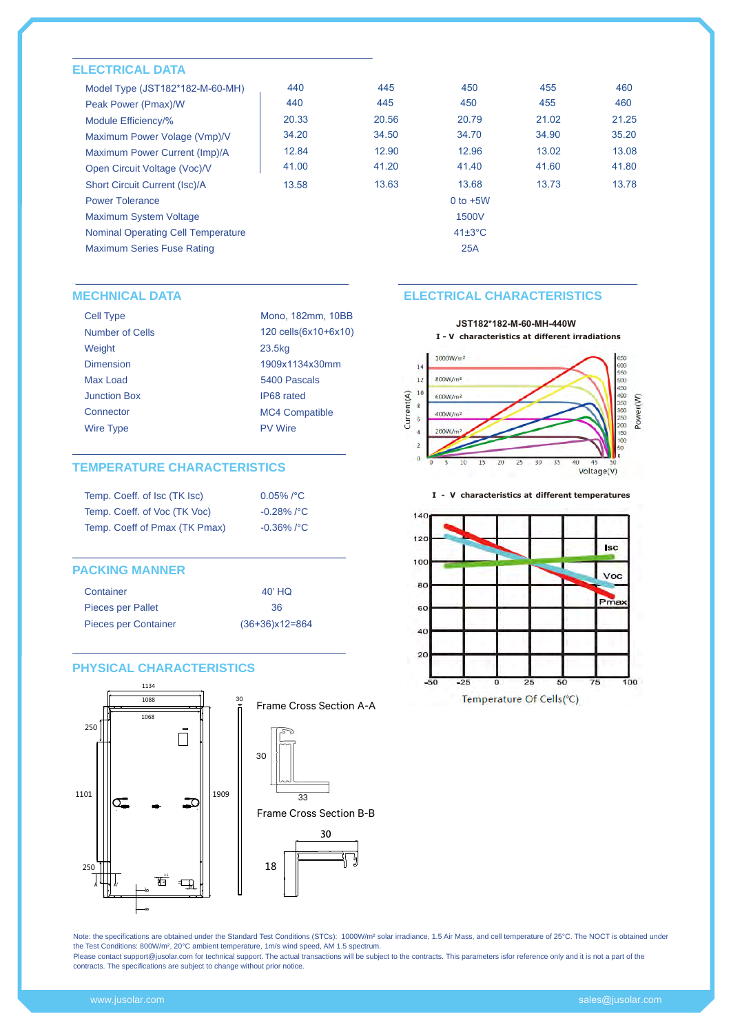## ELECTRICAL DATA

| | | | | | |
|---|---|---|---|---|---|
| Model Type (JST182*182-M-60-MH) | 440 | 445 | 450 | 455 | 460 |
| Peak Power (Pmax)/W | 440 | 445 | 450 | 455 | 460 |
| Module Efficiency/% | 20.33 | 20.56 | 20.79 | 21.02 | 21.25 |
| Maximum Power Volage (Vmp)/V | 34.20 | 34.50 | 34.70 | 34.90 | 35.20 |
| Maximum Power Current (Imp)/A | 12.84 | 12.90 | 12.96 | 13.02 | 13.08 |
| Open Circuit Voltage (Voc)/V | 41.00 | 41.20 | 41.40 | 41.60 | 41.80 |
| Short Circuit Current (Isc)/A | 13.58 | 13.63 | 13.68 | 13.73 | 13.78 |
| Power Tolerance | 0 to +5W | | | | |
| Maximum System Voltage | 1500V | | | | |
| Nominal Operating Cell Temperature | 41±3°C | | | | |
| Maximum Series Fuse Rating | 25A | | | | |

## MECHNICAL DATA

| | |
|---|---|
| Cell Type | Mono, 182mm, 10BB |
| Number of Cells | 120 cells(6x10+6x10) |
| Weight | 23.5kg |
| Dimension | 1909x1134x30mm |
| Max Load | 5400 Pascals |
| Junction Box | IP68 rated |
| Connector | MC4 Compatible |
| Wire Type | PV Wire |

## TEMPERATURE CHARACTERISTICS

| | |
|---|---|
| Temp. Coeff. of Isc (TK Isc) | 0.05% /°C |
| Temp. Coeff. of Voc (TK Voc) | -0.28% /°C |
| Temp. Coeff of Pmax (TK Pmax) | -0.36% /°C |

## PACKING MANNER

| | |
|---|---|
| Container | 40' HQ |
| Pieces per Pallet | 36 |
| Pieces per Container | (36+36)x12=864 |

## PHYSICAL CHARACTERISTICS

1134
1088
1068
250
1101
250
30
1909

Frame Cross Section A-A

30
33

Frame Cross Section B-B

30
18

## ELECTRICAL CHARACTERISTICS

JST182*182-M-60-MH-440W

I - V characteristics at different irradiations

1000W/m²
800W/m²
600W/m²
400W/m²
200W/m²

Current(A)
Voltage(V)
Power(W)

I - V characteristics at different temperatures

Isc
Voc
Pmax

Temperature Of Cells(°C)

Note: the specifications are obtained under the Standard Test Conditions (STCs): 1000W/m² solar irradiance, 1.5 Air Mass, and cell temperature of 25°C. The NOCT is obtained under the Test Conditions: 800W/m², 20°C ambient temperature, 1m/s wind speed, AM 1.5 spectrum.
Please contact support@jusolar.com for technical support. The actual transactions will be subject to the contracts. This parameters isfor reference only and it is not a part of the contracts. The specifications are subject to change without prior notice.

www.jusolar.com sales@jusolar.com